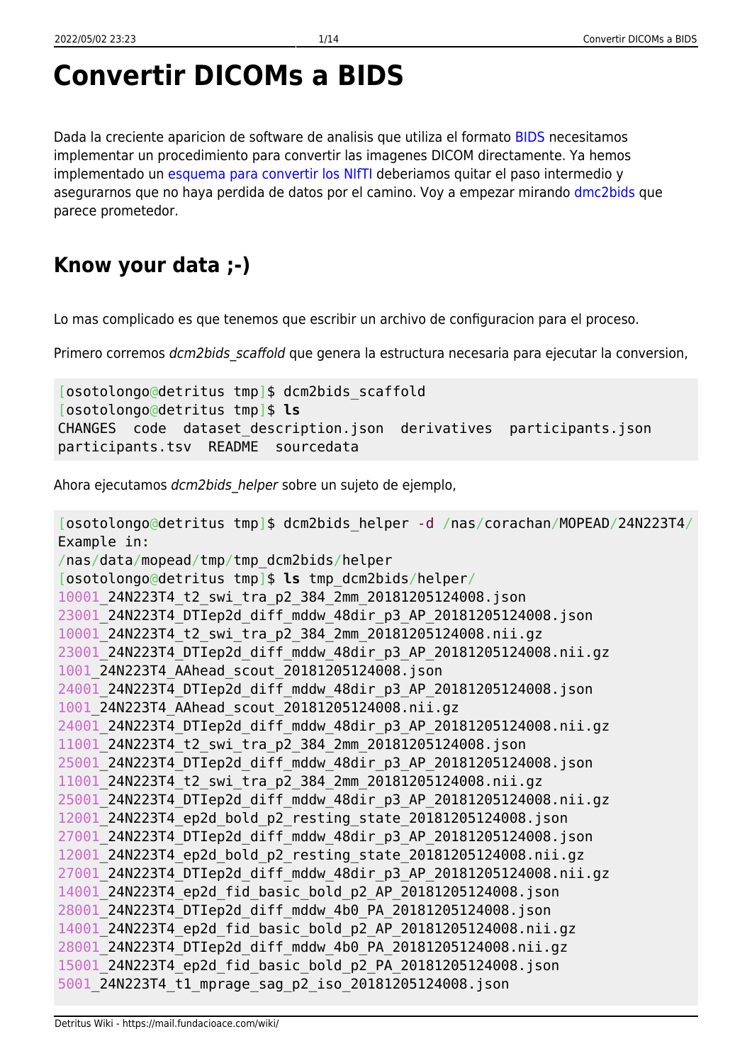# Convertir DICOMs a BIDS

Dada la creciente aparicion de software de analisis que utiliza el formato BIDS necesitamos implementar un procedimiento para convertir las imagenes DICOM directamente. Ya hemos implementado un esquema para convertir los NIfTI deberiamos quitar el paso intermedio y asegurarnos que no haya perdida de datos por el camino. Voy a empezar mirando dmc2bids que parece prometedor.

## Know your data ;-)

Lo mas complicado es que tenemos que escribir un archivo de configuracion para el proceso.

Primero corremos *dcm2bids_scaffold* que genera la estructura necesaria para ejecutar la conversion,

```
[osotolongo@detritus tmp]$ dcm2bids_scaffold
[osotolongo@detritus tmp]$ ls
CHANGES  code  dataset_description.json  derivatives  participants.json
participants.tsv  README  sourcedata
```

Ahora ejecutamos *dcm2bids_helper* sobre un sujeto de ejemplo,

```
[osotolongo@detritus tmp]$ dcm2bids_helper -d /nas/corachan/MOPEAD/24N223T4/
Example in:
/nas/data/mopead/tmp/tmp_dcm2bids/helper
[osotolongo@detritus tmp]$ ls tmp_dcm2bids/helper/
10001_24N223T4_t2_swi_tra_p2_384_2mm_20181205124008.json
23001_24N223T4_DTIep2d_diff_mddw_48dir_p3_AP_20181205124008.json
10001_24N223T4_t2_swi_tra_p2_384_2mm_20181205124008.nii.gz
23001_24N223T4_DTIep2d_diff_mddw_48dir_p3_AP_20181205124008.nii.gz
1001_24N223T4_AAhead_scout_20181205124008.json
24001_24N223T4_DTIep2d_diff_mddw_48dir_p3_AP_20181205124008.json
1001_24N223T4_AAhead_scout_20181205124008.nii.gz
24001_24N223T4_DTIep2d_diff_mddw_48dir_p3_AP_20181205124008.nii.gz
11001_24N223T4_t2_swi_tra_p2_384_2mm_20181205124008.json
25001_24N223T4_DTIep2d_diff_mddw_48dir_p3_AP_20181205124008.json
11001_24N223T4_t2_swi_tra_p2_384_2mm_20181205124008.nii.gz
25001_24N223T4_DTIep2d_diff_mddw_48dir_p3_AP_20181205124008.nii.gz
12001_24N223T4_ep2d_bold_p2_resting_state_20181205124008.json
27001_24N223T4_DTIep2d_diff_mddw_48dir_p3_AP_20181205124008.json
12001_24N223T4_ep2d_bold_p2_resting_state_20181205124008.nii.gz
27001_24N223T4_DTIep2d_diff_mddw_48dir_p3_AP_20181205124008.nii.gz
14001_24N223T4_ep2d_fid_basic_bold_p2_AP_20181205124008.json
28001_24N223T4_DTIep2d_diff_mddw_4b0_PA_20181205124008.json
14001_24N223T4_ep2d_fid_basic_bold_p2_AP_20181205124008.nii.gz
28001_24N223T4_DTIep2d_diff_mddw_4b0_PA_20181205124008.nii.gz
15001_24N223T4_ep2d_fid_basic_bold_p2_PA_20181205124008.json
5001_24N223T4_t1_mprage_sag_p2_iso_20181205124008.json
```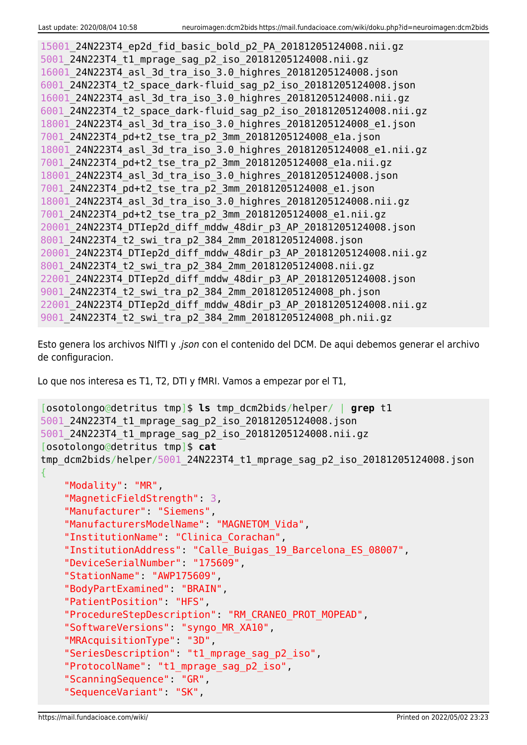```
15001_24N223T4_ep2d_fid_basic_bold_p2_PA_20181205124008.nii.gz
5001_24N223T4_t1_mprage_sag_p2_iso_20181205124008.nii.gz
16001_24N223T4_asl_3d_tra_iso_3.0_highres_20181205124008.json
6001_24N223T4_t2_space_dark-fluid_sag_p2_iso_20181205124008.json
16001_24N223T4_asl_3d_tra_iso_3.0_highres_20181205124008.nii.gz
6001_24N223T4_t2_space_dark-fluid_sag_p2_iso_20181205124008.nii.gz
18001_24N223T4_asl_3d_tra_iso_3.0_highres_20181205124008_e1.json
7001_24N223T4_pd+t2_tse_tra_p2_3mm_20181205124008_e1a.json
18001_24N223T4_asl_3d_tra_iso_3.0_highres_20181205124008_e1.nii.gz
7001_24N223T4_pd+t2_tse_tra_p2_3mm_20181205124008_e1a.nii.gz
18001_24N223T4_asl_3d_tra_iso_3.0_highres_20181205124008.json
7001_24N223T4_pd+t2_tse_tra_p2_3mm_20181205124008_e1.json
18001_24N223T4_asl_3d_tra_iso_3.0_highres_20181205124008.nii.gz
7001_24N223T4_pd+t2_tse_tra_p2_3mm_20181205124008_e1.nii.gz
20001_24N223T4_DTIep2d_diff_mddw_48dir_p3_AP_20181205124008.json
8001_24N223T4_t2_swi_tra_p2_384_2mm_20181205124008.json
20001_24N223T4_DTIep2d_diff_mddw_48dir_p3_AP_20181205124008.nii.gz
8001_24N223T4_t2_swi_tra_p2_384_2mm_20181205124008.nii.gz
22001_24N223T4_DTIep2d_diff_mddw_48dir_p3_AP_20181205124008.json
9001_24N223T4_t2_swi_tra_p2_384_2mm_20181205124008_ph.json
22001_24N223T4_DTIep2d_diff_mddw_48dir_p3_AP_20181205124008.nii.gz
9001_24N223T4_t2_swi_tra_p2_384_2mm_20181205124008_ph.nii.gz
```

Esto genera los archivos NIfTI y *.json* con el contenido del DCM. De aqui debemos generar el archivo de configuracion.

Lo que nos interesa es T1, T2, DTI y fMRI. Vamos a empezar por el T1,

```
[osotolongo@detritus tmp]$ ls tmp_dcm2bids/helper/ | grep t1
5001_24N223T4_t1_mprage_sag_p2_iso_20181205124008.json
5001_24N223T4_t1_mprage_sag_p2_iso_20181205124008.nii.gz
[osotolongo@detritus tmp]$ cat
tmp_dcm2bids/helper/5001_24N223T4_t1_mprage_sag_p2_iso_20181205124008.json
{
    "Modality": "MR",
    "MagneticFieldStrength": 3,
    "Manufacturer": "Siemens",
    "ManufacturersModelName": "MAGNETOM_Vida",
    "InstitutionName": "Clinica_Corachan",
    "InstitutionAddress": "Calle_Buigas_19_Barcelona_ES_08007",
    "DeviceSerialNumber": "175609",
    "StationName": "AWP175609",
    "BodyPartExamined": "BRAIN",
    "PatientPosition": "HFS",
    "ProcedureStepDescription": "RM_CRANEO_PROT_MOPEAD",
    "SoftwareVersions": "syngo_MR_XA10",
    "MRAcquisitionType": "3D",
    "SeriesDescription": "t1_mprage_sag_p2_iso",
    "ProtocolName": "t1_mprage_sag_p2_iso",
    "ScanningSequence": "GR",
    "SequenceVariant": "SK",
```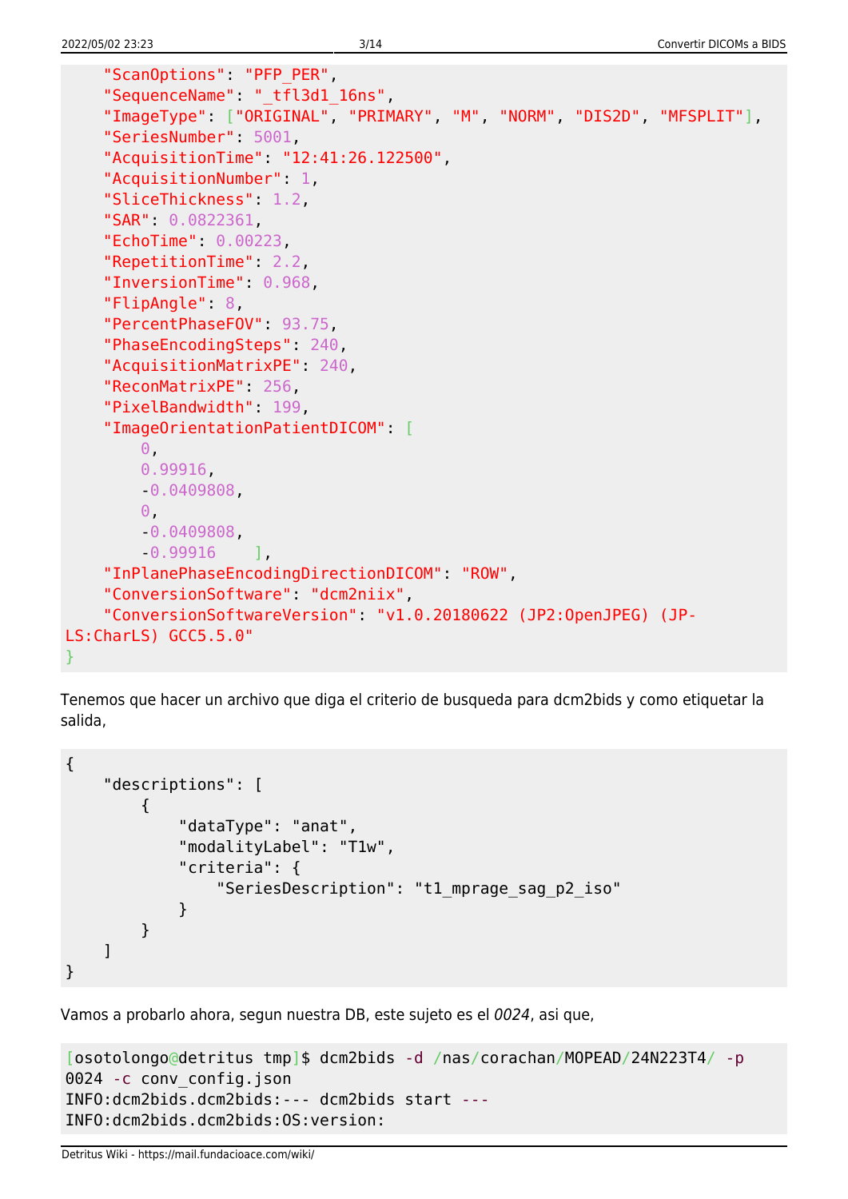```
    "ScanOptions": "PFP_PER",
    "SequenceName": "_tfl3d1_16ns",
    "ImageType": ["ORIGINAL", "PRIMARY", "M", "NORM", "DIS2D", "MFSPLIT"],
    "SeriesNumber": 5001,
    "AcquisitionTime": "12:41:26.122500",
    "AcquisitionNumber": 1,
    "SliceThickness": 1.2,
    "SAR": 0.0822361,
    "EchoTime": 0.00223,
    "RepetitionTime": 2.2,
    "InversionTime": 0.968,
    "FlipAngle": 8,
    "PercentPhaseFOV": 93.75,
    "PhaseEncodingSteps": 240,
    "AcquisitionMatrixPE": 240,
    "ReconMatrixPE": 256,
    "PixelBandwidth": 199,
    "ImageOrientationPatientDICOM": [
        0,
        0.99916,
        -0.0409808,
        0,
        -0.0409808,
        -0.99916    ],
    "InPlanePhaseEncodingDirectionDICOM": "ROW",
    "ConversionSoftware": "dcm2niix",
    "ConversionSoftwareVersion": "v1.0.20180622 (JP2:OpenJPEG) (JP-
LS:CharLS) GCC5.5.0"
}
```

Tenemos que hacer un archivo que diga el criterio de busqueda para dcm2bids y como etiquetar la salida,

```
{
    "descriptions": [
        {
            "dataType": "anat",
            "modalityLabel": "T1w",
            "criteria": {
                "SeriesDescription": "t1_mprage_sag_p2_iso"
            }
        }
    ]
}
```

Vamos a probarlo ahora, segun nuestra DB, este sujeto es el *0024*, asi que,

```
[osotolongo@detritus tmp]$ dcm2bids -d /nas/corachan/MOPEAD/24N223T4/ -p
0024 -c conv_config.json
INFO:dcm2bids.dcm2bids:--- dcm2bids start ---
INFO:dcm2bids.dcm2bids:OS:version:
```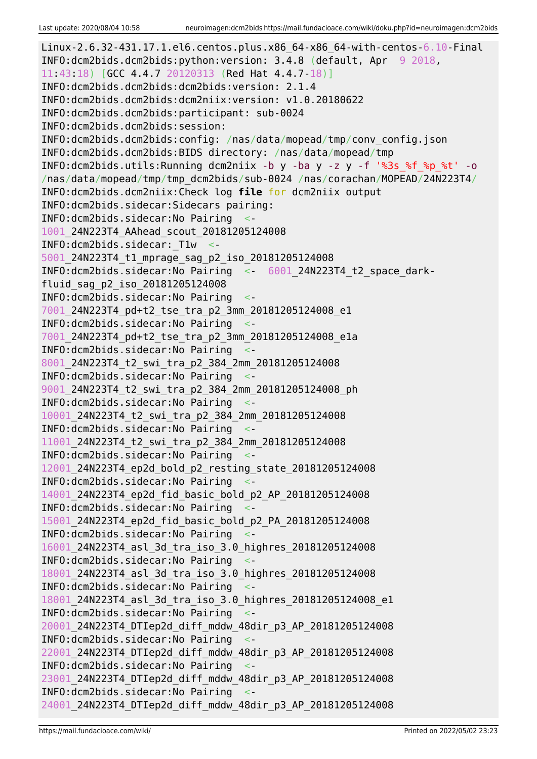```
Linux-2.6.32-431.17.1.el6.centos.plus.x86_64-x86_64-with-centos-6.10-Final
INFO:dcm2bids.dcm2bids:python:version: 3.4.8 (default, Apr  9 2018,
11:43:18) [GCC 4.4.7 20120313 (Red Hat 4.4.7-18)]
INFO:dcm2bids.dcm2bids:dcm2bids:version: 2.1.4
INFO:dcm2bids.dcm2bids:dcm2niix:version: v1.0.20180622
INFO:dcm2bids.dcm2bids:participant: sub-0024
INFO:dcm2bids.dcm2bids:session:
INFO:dcm2bids.dcm2bids:config: /nas/data/mopead/tmp/conv_config.json
INFO:dcm2bids.dcm2bids:BIDS directory: /nas/data/mopead/tmp
INFO:dcm2bids.utils:Running dcm2niix -b y -ba y -z y -f '%3s_%f_%p_%t' -o
/nas/data/mopead/tmp/tmp_dcm2bids/sub-0024 /nas/corachan/MOPEAD/24N223T4/
INFO:dcm2bids.dcm2niix:Check log file for dcm2niix output
INFO:dcm2bids.sidecar:Sidecars pairing:
INFO:dcm2bids.sidecar:No Pairing  <-
1001_24N223T4_AAhead_scout_20181205124008
INFO:dcm2bids.sidecar:_T1w  <-
5001_24N223T4_t1_mprage_sag_p2_iso_20181205124008
INFO:dcm2bids.sidecar:No Pairing  <-  6001_24N223T4_t2_space_dark-
fluid_sag_p2_iso_20181205124008
INFO:dcm2bids.sidecar:No Pairing  <-
7001_24N223T4_pd+t2_tse_tra_p2_3mm_20181205124008_e1
INFO:dcm2bids.sidecar:No Pairing  <-
7001_24N223T4_pd+t2_tse_tra_p2_3mm_20181205124008_e1a
INFO:dcm2bids.sidecar:No Pairing  <-
8001_24N223T4_t2_swi_tra_p2_384_2mm_20181205124008
INFO:dcm2bids.sidecar:No Pairing  <-
9001_24N223T4_t2_swi_tra_p2_384_2mm_20181205124008_ph
INFO:dcm2bids.sidecar:No Pairing  <-
10001_24N223T4_t2_swi_tra_p2_384_2mm_20181205124008
INFO:dcm2bids.sidecar:No Pairing  <-
11001_24N223T4_t2_swi_tra_p2_384_2mm_20181205124008
INFO:dcm2bids.sidecar:No Pairing  <-
12001_24N223T4_ep2d_bold_p2_resting_state_20181205124008
INFO:dcm2bids.sidecar:No Pairing  <-
14001_24N223T4_ep2d_fid_basic_bold_p2_AP_20181205124008
INFO:dcm2bids.sidecar:No Pairing  <-
15001_24N223T4_ep2d_fid_basic_bold_p2_PA_20181205124008
INFO:dcm2bids.sidecar:No Pairing  <-
16001_24N223T4_asl_3d_tra_iso_3.0_highres_20181205124008
INFO:dcm2bids.sidecar:No Pairing  <-
18001_24N223T4_asl_3d_tra_iso_3.0_highres_20181205124008
INFO:dcm2bids.sidecar:No Pairing  <-
18001_24N223T4_asl_3d_tra_iso_3.0_highres_20181205124008_e1
INFO:dcm2bids.sidecar:No Pairing  <-
20001_24N223T4_DTIep2d_diff_mddw_48dir_p3_AP_20181205124008
INFO:dcm2bids.sidecar:No Pairing  <-
22001_24N223T4_DTIep2d_diff_mddw_48dir_p3_AP_20181205124008
INFO:dcm2bids.sidecar:No Pairing  <-
23001_24N223T4_DTIep2d_diff_mddw_48dir_p3_AP_20181205124008
INFO:dcm2bids.sidecar:No Pairing  <-
24001_24N223T4_DTIep2d_diff_mddw_48dir_p3_AP_20181205124008
```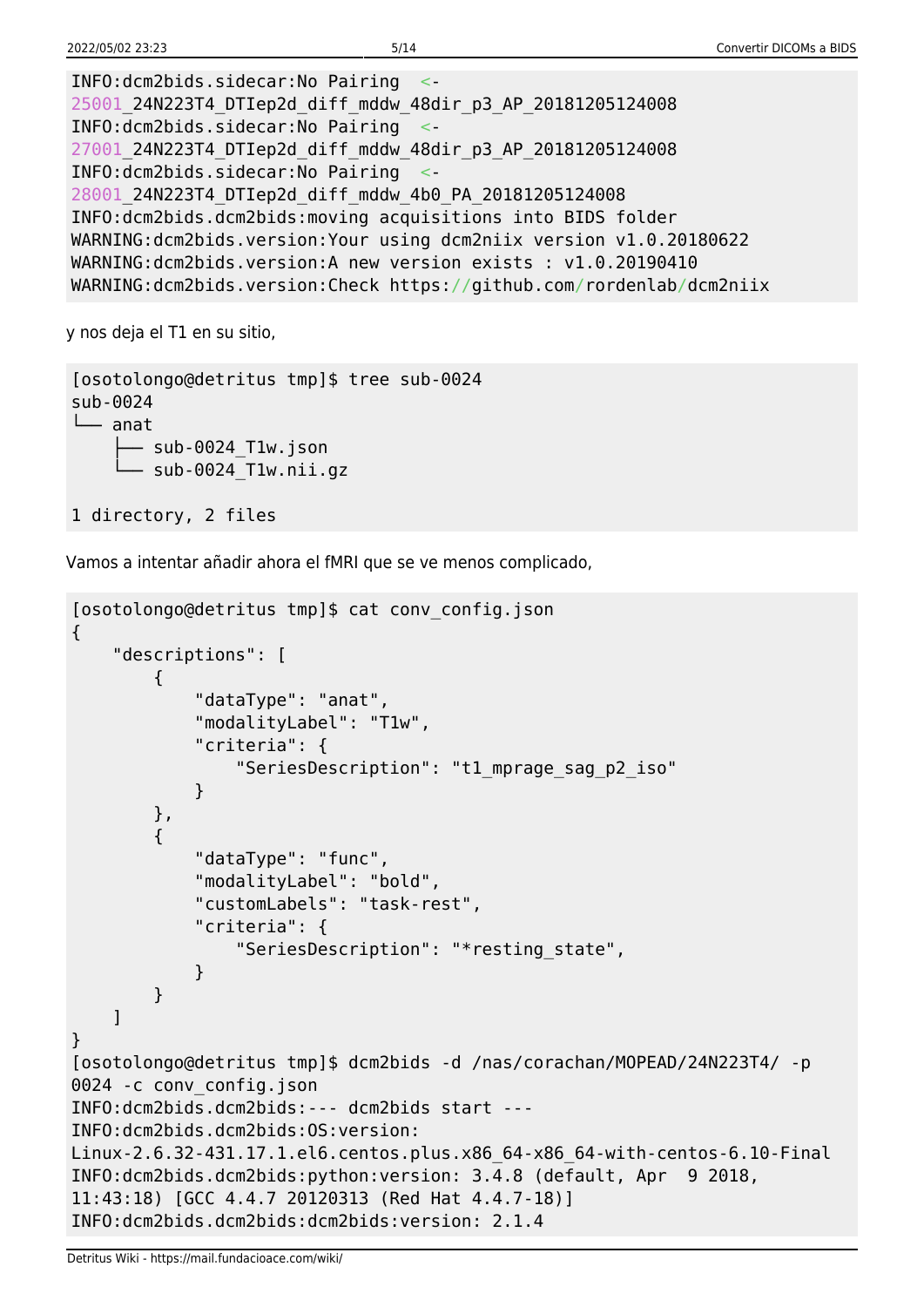```
INFO:dcm2bids.sidecar:No Pairing  <-
25001_24N223T4_DTIep2d_diff_mddw_48dir_p3_AP_20181205124008
INFO:dcm2bids.sidecar:No Pairing  <-
27001_24N223T4_DTIep2d_diff_mddw_48dir_p3_AP_20181205124008
INFO:dcm2bids.sidecar:No Pairing  <-
28001_24N223T4_DTIep2d_diff_mddw_4b0_PA_20181205124008
INFO:dcm2bids.dcm2bids:moving acquisitions into BIDS folder
WARNING:dcm2bids.version:Your using dcm2niix version v1.0.20180622
WARNING:dcm2bids.version:A new version exists : v1.0.20190410
WARNING:dcm2bids.version:Check https://github.com/rordenlab/dcm2niix
```

y nos deja el T1 en su sitio,

```
[osotolongo@detritus tmp]$ tree sub-0024
sub-0024
└── anat
    ├── sub-0024_T1w.json
    └── sub-0024_T1w.nii.gz

1 directory, 2 files
```

Vamos a intentar añadir ahora el fMRI que se ve menos complicado,

```
[osotolongo@detritus tmp]$ cat conv_config.json
{
    "descriptions": [
        {
            "dataType": "anat",
            "modalityLabel": "T1w",
            "criteria": {
                "SeriesDescription": "t1_mprage_sag_p2_iso"
            }
        },
        {
            "dataType": "func",
            "modalityLabel": "bold",
            "customLabels": "task-rest",
            "criteria": {
                "SeriesDescription": "*resting_state",
            }
        }
    ]
}
[osotolongo@detritus tmp]$ dcm2bids -d /nas/corachan/MOPEAD/24N223T4/ -p
0024 -c conv_config.json
INFO:dcm2bids.dcm2bids:--- dcm2bids start ---
INFO:dcm2bids.dcm2bids:OS:version:
Linux-2.6.32-431.17.1.el6.centos.plus.x86_64-x86_64-with-centos-6.10-Final
INFO:dcm2bids.dcm2bids:python:version: 3.4.8 (default, Apr  9 2018,
11:43:18) [GCC 4.4.7 20120313 (Red Hat 4.4.7-18)]
INFO:dcm2bids.dcm2bids:dcm2bids:version: 2.1.4
```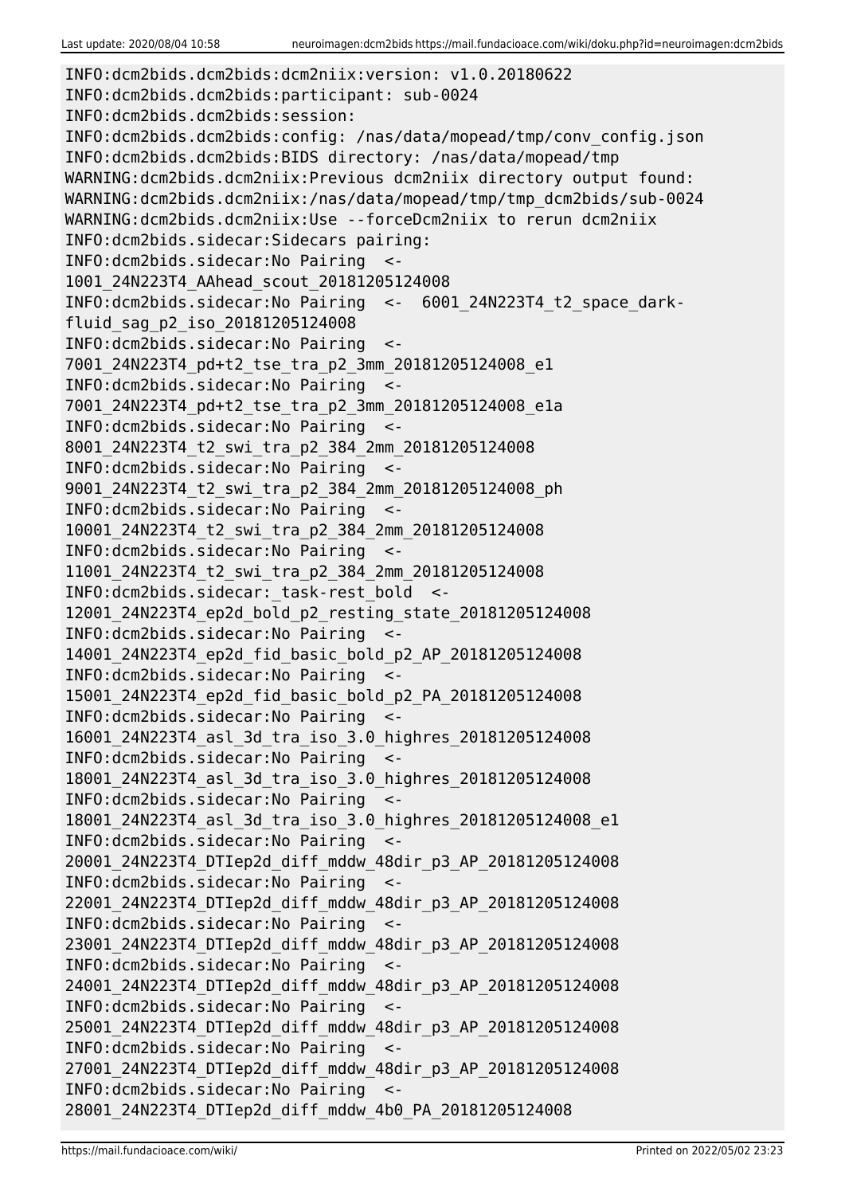```
INFO:dcm2bids.dcm2bids:dcm2niix:version: v1.0.20180622
INFO:dcm2bids.dcm2bids:participant: sub-0024
INFO:dcm2bids.dcm2bids:session:
INFO:dcm2bids.dcm2bids:config: /nas/data/mopead/tmp/conv_config.json
INFO:dcm2bids.dcm2bids:BIDS directory: /nas/data/mopead/tmp
WARNING:dcm2bids.dcm2niix:Previous dcm2niix directory output found:
WARNING:dcm2bids.dcm2niix:/nas/data/mopead/tmp/tmp_dcm2bids/sub-0024
WARNING:dcm2bids.dcm2niix:Use --forceDcm2niix to rerun dcm2niix
INFO:dcm2bids.sidecar:Sidecars pairing:
INFO:dcm2bids.sidecar:No Pairing  <-
1001_24N223T4_AAhead_scout_20181205124008
INFO:dcm2bids.sidecar:No Pairing  <-  6001_24N223T4_t2_space_dark-
fluid_sag_p2_iso_20181205124008
INFO:dcm2bids.sidecar:No Pairing  <-
7001_24N223T4_pd+t2_tse_tra_p2_3mm_20181205124008_e1
INFO:dcm2bids.sidecar:No Pairing  <-
7001_24N223T4_pd+t2_tse_tra_p2_3mm_20181205124008_e1a
INFO:dcm2bids.sidecar:No Pairing  <-
8001_24N223T4_t2_swi_tra_p2_384_2mm_20181205124008
INFO:dcm2bids.sidecar:No Pairing  <-
9001_24N223T4_t2_swi_tra_p2_384_2mm_20181205124008_ph
INFO:dcm2bids.sidecar:No Pairing  <-
10001_24N223T4_t2_swi_tra_p2_384_2mm_20181205124008
INFO:dcm2bids.sidecar:No Pairing  <-
11001_24N223T4_t2_swi_tra_p2_384_2mm_20181205124008
INFO:dcm2bids.sidecar:_task-rest_bold  <-
12001_24N223T4_ep2d_bold_p2_resting_state_20181205124008
INFO:dcm2bids.sidecar:No Pairing  <-
14001_24N223T4_ep2d_fid_basic_bold_p2_AP_20181205124008
INFO:dcm2bids.sidecar:No Pairing  <-
15001_24N223T4_ep2d_fid_basic_bold_p2_PA_20181205124008
INFO:dcm2bids.sidecar:No Pairing  <-
16001_24N223T4_asl_3d_tra_iso_3.0_highres_20181205124008
INFO:dcm2bids.sidecar:No Pairing  <-
18001_24N223T4_asl_3d_tra_iso_3.0_highres_20181205124008
INFO:dcm2bids.sidecar:No Pairing  <-
18001_24N223T4_asl_3d_tra_iso_3.0_highres_20181205124008_e1
INFO:dcm2bids.sidecar:No Pairing  <-
20001_24N223T4_DTIep2d_diff_mddw_48dir_p3_AP_20181205124008
INFO:dcm2bids.sidecar:No Pairing  <-
22001_24N223T4_DTIep2d_diff_mddw_48dir_p3_AP_20181205124008
INFO:dcm2bids.sidecar:No Pairing  <-
23001_24N223T4_DTIep2d_diff_mddw_48dir_p3_AP_20181205124008
INFO:dcm2bids.sidecar:No Pairing  <-
24001_24N223T4_DTIep2d_diff_mddw_48dir_p3_AP_20181205124008
INFO:dcm2bids.sidecar:No Pairing  <-
25001_24N223T4_DTIep2d_diff_mddw_48dir_p3_AP_20181205124008
INFO:dcm2bids.sidecar:No Pairing  <-
27001_24N223T4_DTIep2d_diff_mddw_48dir_p3_AP_20181205124008
INFO:dcm2bids.sidecar:No Pairing  <-
28001_24N223T4_DTIep2d_diff_mddw_4b0_PA_20181205124008
```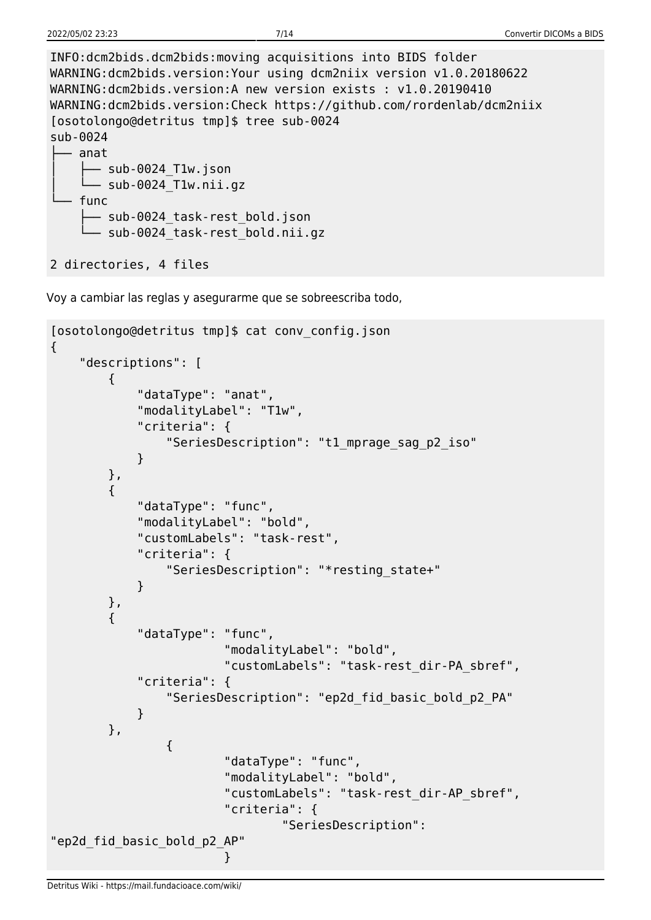```
INFO:dcm2bids.dcm2bids:moving acquisitions into BIDS folder
WARNING:dcm2bids.version:Your using dcm2niix version v1.0.20180622
WARNING:dcm2bids.version:A new version exists : v1.0.20190410
WARNING:dcm2bids.version:Check https://github.com/rordenlab/dcm2niix
[osotolongo@detritus tmp]$ tree sub-0024
sub-0024
├── anat
│   ├── sub-0024_T1w.json
│   └── sub-0024_T1w.nii.gz
└── func
    ├── sub-0024_task-rest_bold.json
    └── sub-0024_task-rest_bold.nii.gz

2 directories, 4 files
```

Voy a cambiar las reglas y asegurarme que se sobreescriba todo,

```
[osotolongo@detritus tmp]$ cat conv_config.json
{
    "descriptions": [
        {
            "dataType": "anat",
            "modalityLabel": "T1w",
            "criteria": {
                "SeriesDescription": "t1_mprage_sag_p2_iso"
            }
        },
        {
            "dataType": "func",
            "modalityLabel": "bold",
            "customLabels": "task-rest",
            "criteria": {
                "SeriesDescription": "*resting_state+"
            }
        },
        {
            "dataType": "func",
                        "modalityLabel": "bold",
                        "customLabels": "task-rest_dir-PA_sbref",
            "criteria": {
                "SeriesDescription": "ep2d_fid_basic_bold_p2_PA"
            }
        },
                {
                        "dataType": "func",
                        "modalityLabel": "bold",
                        "customLabels": "task-rest_dir-AP_sbref",
                        "criteria": {
                                "SeriesDescription":
"ep2d_fid_basic_bold_p2_AP"
                        }
```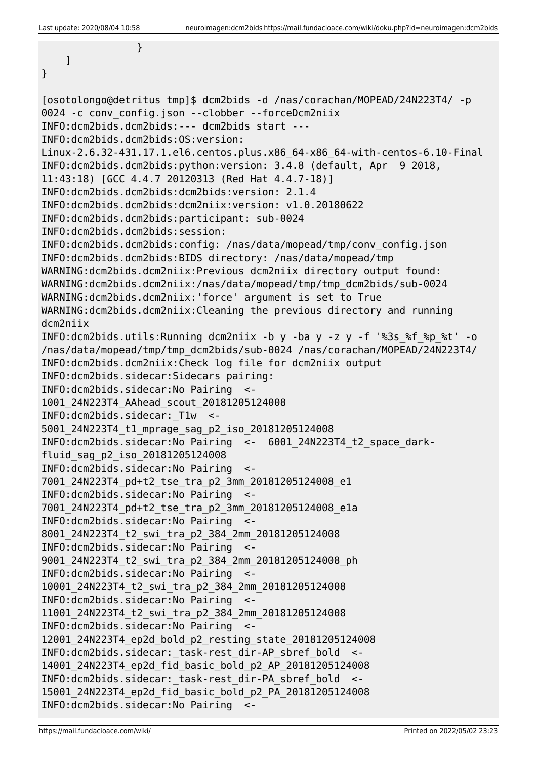```
            }
    ]
}

[osotolongo@detritus tmp]$ dcm2bids -d /nas/corachan/MOPEAD/24N223T4/ -p
0024 -c conv_config.json --clobber --forceDcm2niix
INFO:dcm2bids.dcm2bids:--- dcm2bids start ---
INFO:dcm2bids.dcm2bids:OS:version:
Linux-2.6.32-431.17.1.el6.centos.plus.x86_64-x86_64-with-centos-6.10-Final
INFO:dcm2bids.dcm2bids:python:version: 3.4.8 (default, Apr  9 2018,
11:43:18) [GCC 4.4.7 20120313 (Red Hat 4.4.7-18)]
INFO:dcm2bids.dcm2bids:dcm2bids:version: 2.1.4
INFO:dcm2bids.dcm2bids:dcm2niix:version: v1.0.20180622
INFO:dcm2bids.dcm2bids:participant: sub-0024
INFO:dcm2bids.dcm2bids:session:
INFO:dcm2bids.dcm2bids:config: /nas/data/mopead/tmp/conv_config.json
INFO:dcm2bids.dcm2bids:BIDS directory: /nas/data/mopead/tmp
WARNING:dcm2bids.dcm2niix:Previous dcm2niix directory output found:
WARNING:dcm2bids.dcm2niix:/nas/data/mopead/tmp/tmp_dcm2bids/sub-0024
WARNING:dcm2bids.dcm2niix:'force' argument is set to True
WARNING:dcm2bids.dcm2niix:Cleaning the previous directory and running
dcm2niix
INFO:dcm2bids.utils:Running dcm2niix -b y -ba y -z y -f '%3s_%f_%p_%t' -o
/nas/data/mopead/tmp/tmp_dcm2bids/sub-0024 /nas/corachan/MOPEAD/24N223T4/
INFO:dcm2bids.dcm2niix:Check log file for dcm2niix output
INFO:dcm2bids.sidecar:Sidecars pairing:
INFO:dcm2bids.sidecar:No Pairing  <-
1001_24N223T4_AAhead_scout_20181205124008
INFO:dcm2bids.sidecar:_T1w  <-
5001_24N223T4_t1_mprage_sag_p2_iso_20181205124008
INFO:dcm2bids.sidecar:No Pairing  <-  6001_24N223T4_t2_space_dark-
fluid_sag_p2_iso_20181205124008
INFO:dcm2bids.sidecar:No Pairing  <-
7001_24N223T4_pd+t2_tse_tra_p2_3mm_20181205124008_e1
INFO:dcm2bids.sidecar:No Pairing  <-
7001_24N223T4_pd+t2_tse_tra_p2_3mm_20181205124008_e1a
INFO:dcm2bids.sidecar:No Pairing  <-
8001_24N223T4_t2_swi_tra_p2_384_2mm_20181205124008
INFO:dcm2bids.sidecar:No Pairing  <-
9001_24N223T4_t2_swi_tra_p2_384_2mm_20181205124008_ph
INFO:dcm2bids.sidecar:No Pairing  <-
10001_24N223T4_t2_swi_tra_p2_384_2mm_20181205124008
INFO:dcm2bids.sidecar:No Pairing  <-
11001_24N223T4_t2_swi_tra_p2_384_2mm_20181205124008
INFO:dcm2bids.sidecar:No Pairing  <-
12001_24N223T4_ep2d_bold_p2_resting_state_20181205124008
INFO:dcm2bids.sidecar:_task-rest_dir-AP_sbref_bold  <-
14001_24N223T4_ep2d_fid_basic_bold_p2_AP_20181205124008
INFO:dcm2bids.sidecar:_task-rest_dir-PA_sbref_bold  <-
15001_24N223T4_ep2d_fid_basic_bold_p2_PA_20181205124008
INFO:dcm2bids.sidecar:No Pairing  <-
```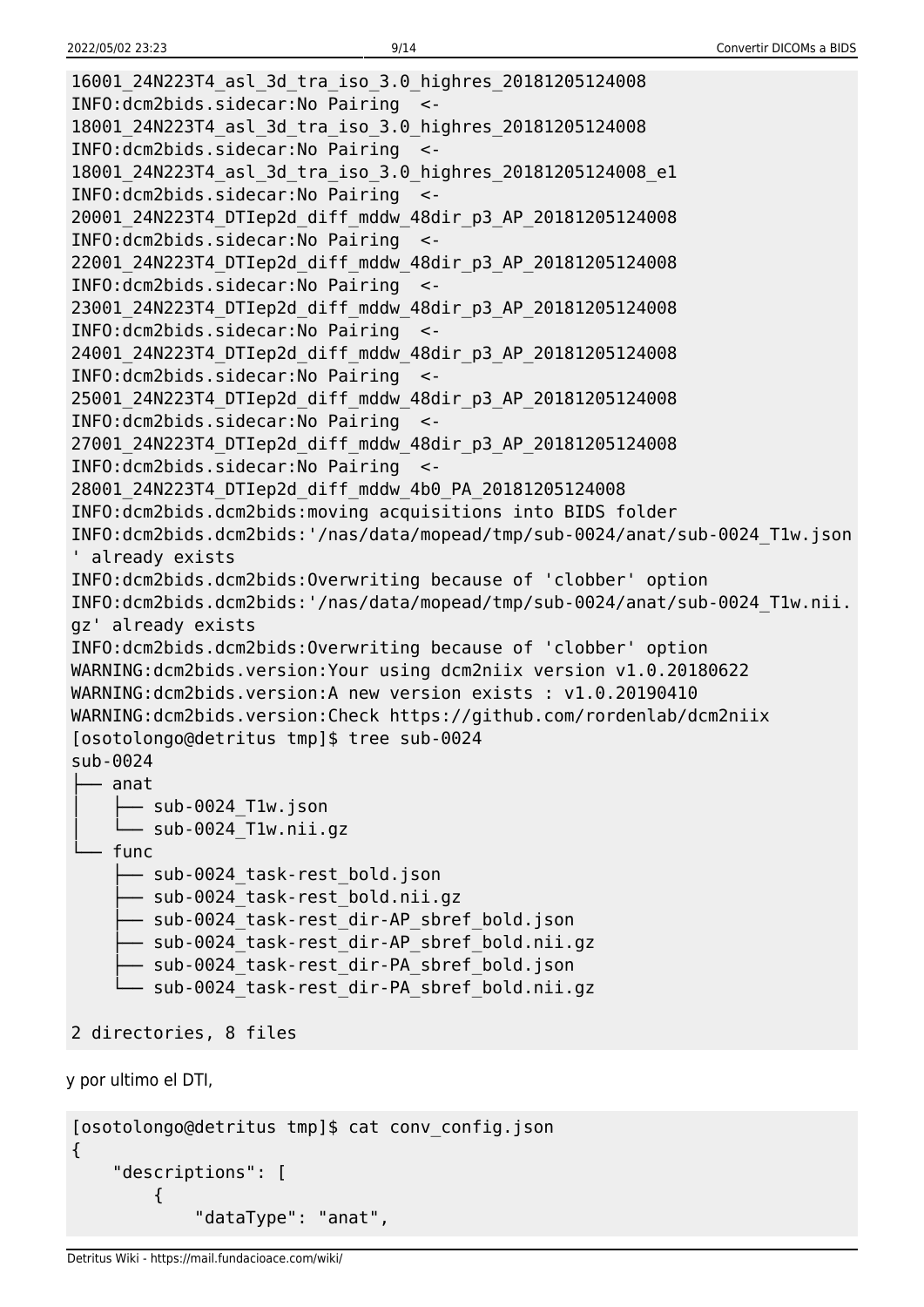```
16001_24N223T4_asl_3d_tra_iso_3.0_highres_20181205124008
INFO:dcm2bids.sidecar:No Pairing  <-
18001_24N223T4_asl_3d_tra_iso_3.0_highres_20181205124008
INFO:dcm2bids.sidecar:No Pairing  <-
18001_24N223T4_asl_3d_tra_iso_3.0_highres_20181205124008_e1
INFO:dcm2bids.sidecar:No Pairing  <-
20001_24N223T4_DTIep2d_diff_mddw_48dir_p3_AP_20181205124008
INFO:dcm2bids.sidecar:No Pairing  <-
22001_24N223T4_DTIep2d_diff_mddw_48dir_p3_AP_20181205124008
INFO:dcm2bids.sidecar:No Pairing  <-
23001_24N223T4_DTIep2d_diff_mddw_48dir_p3_AP_20181205124008
INFO:dcm2bids.sidecar:No Pairing  <-
24001_24N223T4_DTIep2d_diff_mddw_48dir_p3_AP_20181205124008
INFO:dcm2bids.sidecar:No Pairing  <-
25001_24N223T4_DTIep2d_diff_mddw_48dir_p3_AP_20181205124008
INFO:dcm2bids.sidecar:No Pairing  <-
27001_24N223T4_DTIep2d_diff_mddw_48dir_p3_AP_20181205124008
INFO:dcm2bids.sidecar:No Pairing  <-
28001_24N223T4_DTIep2d_diff_mddw_4b0_PA_20181205124008
INFO:dcm2bids.dcm2bids:moving acquisitions into BIDS folder
INFO:dcm2bids.dcm2bids:'/nas/data/mopead/tmp/sub-0024/anat/sub-0024_T1w.json
' already exists
INFO:dcm2bids.dcm2bids:Overwriting because of 'clobber' option
INFO:dcm2bids.dcm2bids:'/nas/data/mopead/tmp/sub-0024/anat/sub-0024_T1w.nii.
gz' already exists
INFO:dcm2bids.dcm2bids:Overwriting because of 'clobber' option
WARNING:dcm2bids.version:Your using dcm2niix version v1.0.20180622
WARNING:dcm2bids.version:A new version exists : v1.0.20190410
WARNING:dcm2bids.version:Check https://github.com/rordenlab/dcm2niix
[osotolongo@detritus tmp]$ tree sub-0024
sub-0024
├── anat
│   ├── sub-0024_T1w.json
│   └── sub-0024_T1w.nii.gz
└── func
    ├── sub-0024_task-rest_bold.json
    ├── sub-0024_task-rest_bold.nii.gz
    ├── sub-0024_task-rest_dir-AP_sbref_bold.json
    ├── sub-0024_task-rest_dir-AP_sbref_bold.nii.gz
    ├── sub-0024_task-rest_dir-PA_sbref_bold.json
    └── sub-0024_task-rest_dir-PA_sbref_bold.nii.gz

2 directories, 8 files
```

y por ultimo el DTI,

```
[osotolongo@detritus tmp]$ cat conv_config.json
{
    "descriptions": [
        {
            "dataType": "anat",
```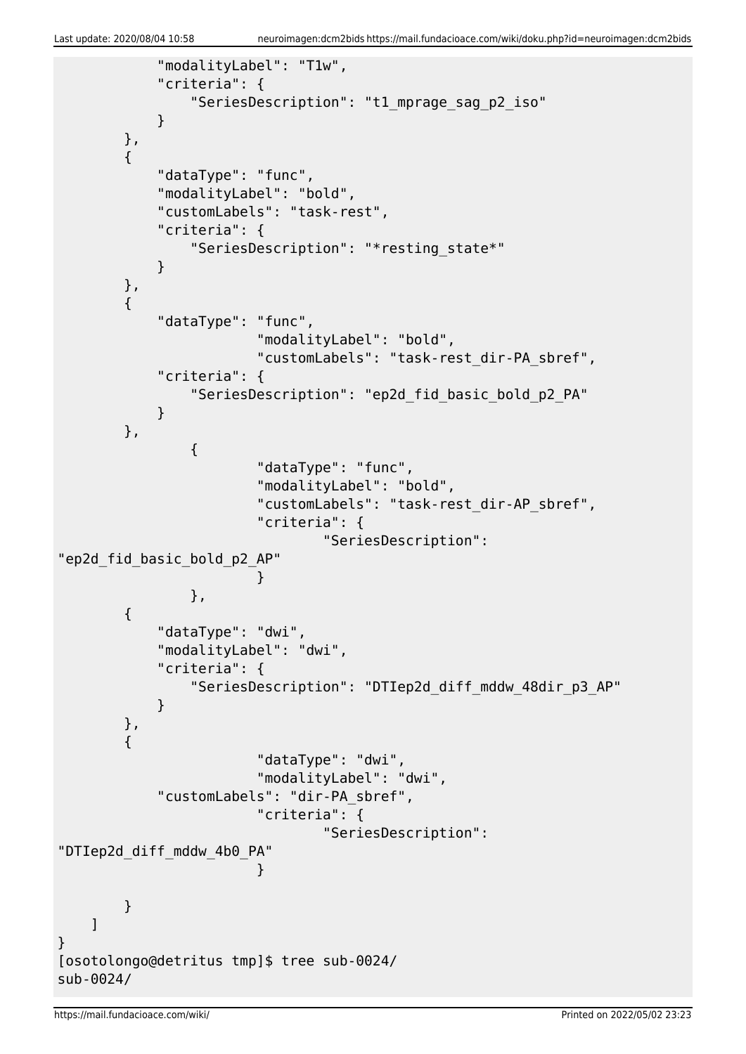```
            "modalityLabel": "T1w",
            "criteria": {
                "SeriesDescription": "t1_mprage_sag_p2_iso"
            }
        },
        {
            "dataType": "func",
            "modalityLabel": "bold",
            "customLabels": "task-rest",
            "criteria": {
                "SeriesDescription": "*resting_state*"
            }
        },
        {
            "dataType": "func",
                        "modalityLabel": "bold",
                        "customLabels": "task-rest_dir-PA_sbref",
            "criteria": {
                "SeriesDescription": "ep2d_fid_basic_bold_p2_PA"
            }
        },
                {
                        "dataType": "func",
                        "modalityLabel": "bold",
                        "customLabels": "task-rest_dir-AP_sbref",
                        "criteria": {
                                "SeriesDescription":
"ep2d_fid_basic_bold_p2_AP"
                        }
                },
        {
            "dataType": "dwi",
            "modalityLabel": "dwi",
            "criteria": {
                "SeriesDescription": "DTIep2d_diff_mddw_48dir_p3_AP"
            }
        },
        {
                        "dataType": "dwi",
                        "modalityLabel": "dwi",
            "customLabels": "dir-PA_sbref",
                        "criteria": {
                                "SeriesDescription":
"DTIep2d_diff_mddw_4b0_PA"
                        }

        }
    ]
}
[osotolongo@detritus tmp]$ tree sub-0024/
sub-0024/
```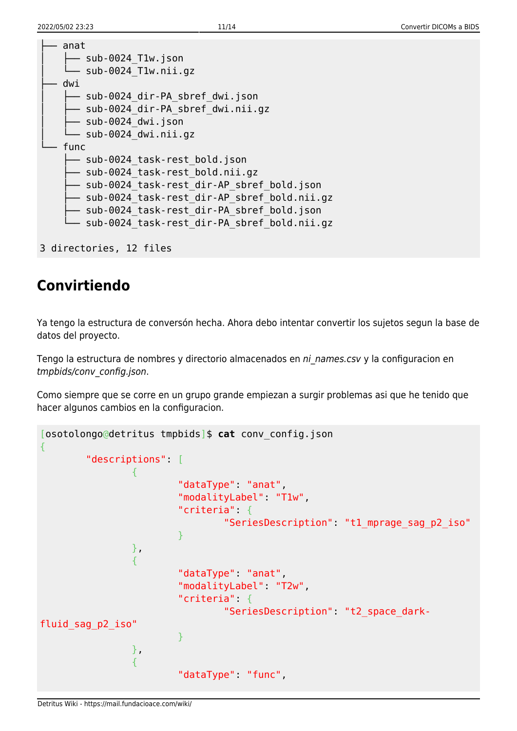```
├── anat
│   ├── sub-0024_T1w.json
│   └── sub-0024_T1w.nii.gz
├── dwi
│   ├── sub-0024_dir-PA_sbref_dwi.json
│   ├── sub-0024_dir-PA_sbref_dwi.nii.gz
│   ├── sub-0024_dwi.json
│   └── sub-0024_dwi.nii.gz
└── func
    ├── sub-0024_task-rest_bold.json
    ├── sub-0024_task-rest_bold.nii.gz
    ├── sub-0024_task-rest_dir-AP_sbref_bold.json
    ├── sub-0024_task-rest_dir-AP_sbref_bold.nii.gz
    ├── sub-0024_task-rest_dir-PA_sbref_bold.json
    └── sub-0024_task-rest_dir-PA_sbref_bold.nii.gz

3 directories, 12 files
```

## Convirtiendo

Ya tengo la estructura de conversón hecha. Ahora debo intentar convertir los sujetos segun la base de datos del proyecto.

Tengo la estructura de nombres y directorio almacenados en *ni_names.csv* y la configuracion en *tmpbids/conv_config.json*.

Como siempre que se corre en un grupo grande empiezan a surgir problemas asi que he tenido que hacer algunos cambios en la configuracion.

```
[osotolongo@detritus tmpbids]$ cat conv_config.json
{
        "descriptions": [
                {
                        "dataType": "anat",
                        "modalityLabel": "T1w",
                        "criteria": {
                                "SeriesDescription": "t1_mprage_sag_p2_iso"
                        }
                },
                {
                        "dataType": "anat",
                        "modalityLabel": "T2w",
                        "criteria": {
                                "SeriesDescription": "t2_space_dark-
fluid_sag_p2_iso"
                        }
                },
                {
                        "dataType": "func",
```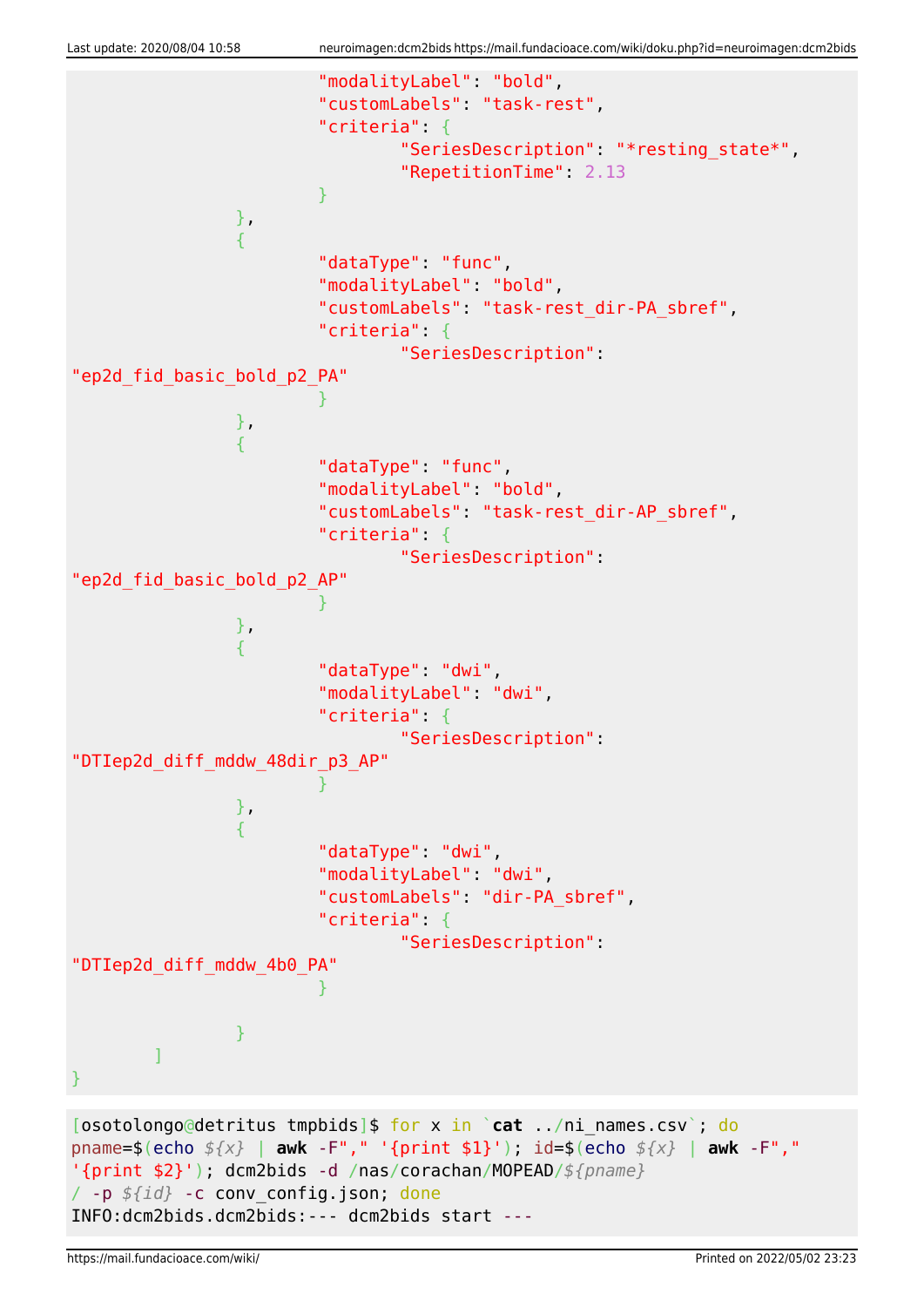```
                        "modalityLabel": "bold",
                        "customLabels": "task-rest",
                        "criteria": {
                                "SeriesDescription": "*resting_state*",
                                "RepetitionTime": 2.13
                        }
                },
                {
                        "dataType": "func",
                        "modalityLabel": "bold",
                        "customLabels": "task-rest_dir-PA_sbref",
                        "criteria": {
                                "SeriesDescription":
"ep2d_fid_basic_bold_p2_PA"
                        }
                },
                {
                        "dataType": "func",
                        "modalityLabel": "bold",
                        "customLabels": "task-rest_dir-AP_sbref",
                        "criteria": {
                                "SeriesDescription":
"ep2d_fid_basic_bold_p2_AP"
                        }
                },
                {
                        "dataType": "dwi",
                        "modalityLabel": "dwi",
                        "criteria": {
                                "SeriesDescription":
"DTIep2d_diff_mddw_48dir_p3_AP"
                        }
                },
                {
                        "dataType": "dwi",
                        "modalityLabel": "dwi",
                        "customLabels": "dir-PA_sbref",
                        "criteria": {
                                "SeriesDescription":
"DTIep2d_diff_mddw_4b0_PA"
                        }

                }
        ]
}
```

```
[osotolongo@detritus tmpbids]$ for x in `cat ../ni_names.csv`; do
pname=$(echo ${x} | awk -F"," '{print $1}'); id=$(echo ${x} | awk -F","
'{print $2}'); dcm2bids -d /nas/corachan/MOPEAD/${pname}
/ -p ${id} -c conv_config.json; done
INFO:dcm2bids.dcm2bids:--- dcm2bids start ---
```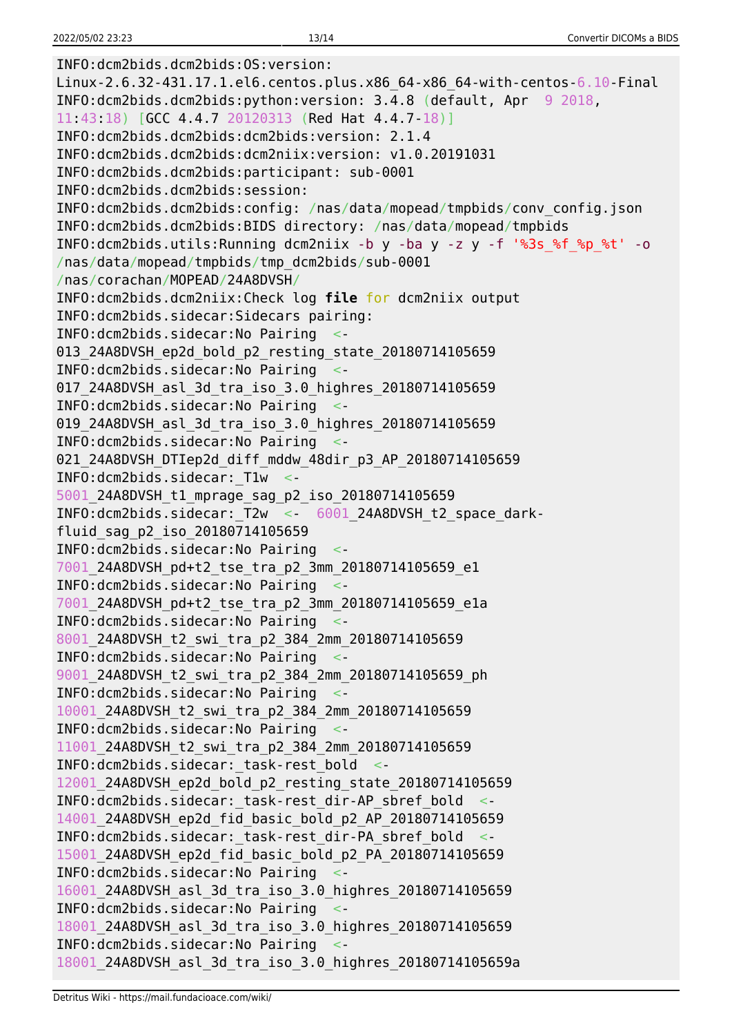```
INFO:dcm2bids.dcm2bids:OS:version:
Linux-2.6.32-431.17.1.el6.centos.plus.x86_64-x86_64-with-centos-6.10-Final
INFO:dcm2bids.dcm2bids:python:version: 3.4.8 (default, Apr  9 2018,
11:43:18) [GCC 4.4.7 20120313 (Red Hat 4.4.7-18)]
INFO:dcm2bids.dcm2bids:dcm2bids:version: 2.1.4
INFO:dcm2bids.dcm2bids:dcm2niix:version: v1.0.20191031
INFO:dcm2bids.dcm2bids:participant: sub-0001
INFO:dcm2bids.dcm2bids:session:
INFO:dcm2bids.dcm2bids:config: /nas/data/mopead/tmpbids/conv_config.json
INFO:dcm2bids.dcm2bids:BIDS directory: /nas/data/mopead/tmpbids
INFO:dcm2bids.utils:Running dcm2niix -b y -ba y -z y -f '%3s_%f_%p_%t' -o
/nas/data/mopead/tmpbids/tmp_dcm2bids/sub-0001
/nas/corachan/MOPEAD/24A8DVSH/
INFO:dcm2bids.dcm2niix:Check log file for dcm2niix output
INFO:dcm2bids.sidecar:Sidecars pairing:
INFO:dcm2bids.sidecar:No Pairing  <-
013_24A8DVSH_ep2d_bold_p2_resting_state_20180714105659
INFO:dcm2bids.sidecar:No Pairing  <-
017_24A8DVSH_asl_3d_tra_iso_3.0_highres_20180714105659
INFO:dcm2bids.sidecar:No Pairing  <-
019_24A8DVSH_asl_3d_tra_iso_3.0_highres_20180714105659
INFO:dcm2bids.sidecar:No Pairing  <-
021_24A8DVSH_DTIep2d_diff_mddw_48dir_p3_AP_20180714105659
INFO:dcm2bids.sidecar:_T1w  <-
5001_24A8DVSH_t1_mprage_sag_p2_iso_20180714105659
INFO:dcm2bids.sidecar:_T2w  <-  6001_24A8DVSH_t2_space_dark-
fluid_sag_p2_iso_20180714105659
INFO:dcm2bids.sidecar:No Pairing  <-
7001_24A8DVSH_pd+t2_tse_tra_p2_3mm_20180714105659_e1
INFO:dcm2bids.sidecar:No Pairing  <-
7001_24A8DVSH_pd+t2_tse_tra_p2_3mm_20180714105659_e1a
INFO:dcm2bids.sidecar:No Pairing  <-
8001_24A8DVSH_t2_swi_tra_p2_384_2mm_20180714105659
INFO:dcm2bids.sidecar:No Pairing  <-
9001_24A8DVSH_t2_swi_tra_p2_384_2mm_20180714105659_ph
INFO:dcm2bids.sidecar:No Pairing  <-
10001_24A8DVSH_t2_swi_tra_p2_384_2mm_20180714105659
INFO:dcm2bids.sidecar:No Pairing  <-
11001_24A8DVSH_t2_swi_tra_p2_384_2mm_20180714105659
INFO:dcm2bids.sidecar:_task-rest_bold  <-
12001_24A8DVSH_ep2d_bold_p2_resting_state_20180714105659
INFO:dcm2bids.sidecar:_task-rest_dir-AP_sbref_bold  <-
14001_24A8DVSH_ep2d_fid_basic_bold_p2_AP_20180714105659
INFO:dcm2bids.sidecar:_task-rest_dir-PA_sbref_bold  <-
15001_24A8DVSH_ep2d_fid_basic_bold_p2_PA_20180714105659
INFO:dcm2bids.sidecar:No Pairing  <-
16001_24A8DVSH_asl_3d_tra_iso_3.0_highres_20180714105659
INFO:dcm2bids.sidecar:No Pairing  <-
18001_24A8DVSH_asl_3d_tra_iso_3.0_highres_20180714105659
INFO:dcm2bids.sidecar:No Pairing  <-
18001_24A8DVSH_asl_3d_tra_iso_3.0_highres_20180714105659a
```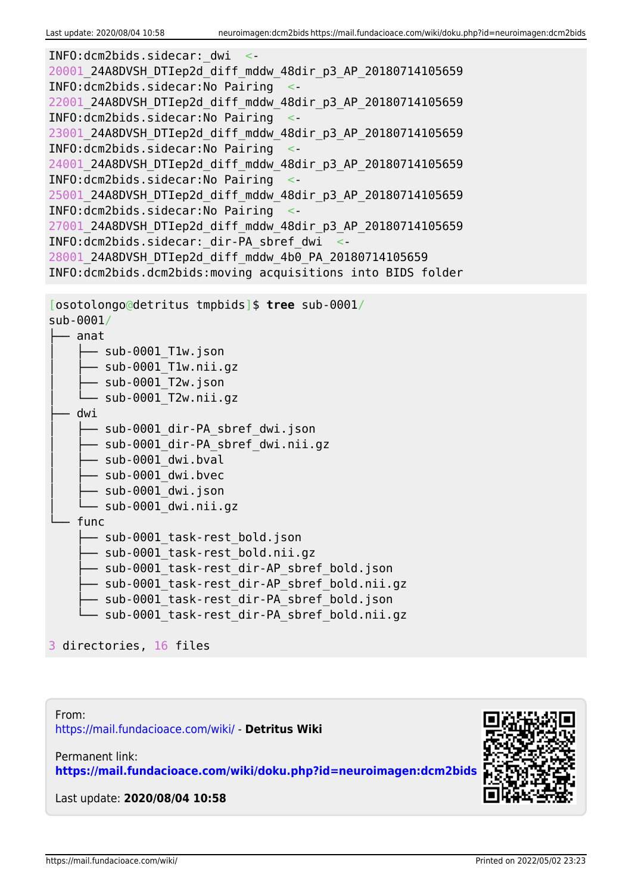```
INFO:dcm2bids.sidecar:_dwi  <-
20001_24A8DVSH_DTIep2d_diff_mddw_48dir_p3_AP_20180714105659
INFO:dcm2bids.sidecar:No Pairing  <-
22001_24A8DVSH_DTIep2d_diff_mddw_48dir_p3_AP_20180714105659
INFO:dcm2bids.sidecar:No Pairing  <-
23001_24A8DVSH_DTIep2d_diff_mddw_48dir_p3_AP_20180714105659
INFO:dcm2bids.sidecar:No Pairing  <-
24001_24A8DVSH_DTIep2d_diff_mddw_48dir_p3_AP_20180714105659
INFO:dcm2bids.sidecar:No Pairing  <-
25001_24A8DVSH_DTIep2d_diff_mddw_48dir_p3_AP_20180714105659
INFO:dcm2bids.sidecar:No Pairing  <-
27001_24A8DVSH_DTIep2d_diff_mddw_48dir_p3_AP_20180714105659
INFO:dcm2bids.sidecar:_dir-PA_sbref_dwi  <-
28001_24A8DVSH_DTIep2d_diff_mddw_4b0_PA_20180714105659
INFO:dcm2bids.dcm2bids:moving acquisitions into BIDS folder
```

```
[osotolongo@detritus tmpbids]$ tree sub-0001/
sub-0001/
├── anat
│   ├── sub-0001_T1w.json
│   ├── sub-0001_T1w.nii.gz
│   ├── sub-0001_T2w.json
│   └── sub-0001_T2w.nii.gz
├── dwi
│   ├── sub-0001_dir-PA_sbref_dwi.json
│   ├── sub-0001_dir-PA_sbref_dwi.nii.gz
│   ├── sub-0001_dwi.bval
│   ├── sub-0001_dwi.bvec
│   ├── sub-0001_dwi.json
│   └── sub-0001_dwi.nii.gz
└── func
    ├── sub-0001_task-rest_bold.json
    ├── sub-0001_task-rest_bold.nii.gz
    ├── sub-0001_task-rest_dir-AP_sbref_bold.json
    ├── sub-0001_task-rest_dir-AP_sbref_bold.nii.gz
    ├── sub-0001_task-rest_dir-PA_sbref_bold.json
    └── sub-0001_task-rest_dir-PA_sbref_bold.nii.gz

3 directories, 16 files
```

From:
https://mail.fundacioace.com/wiki/ - **Detritus Wiki**

Permanent link:
**https://mail.fundacioace.com/wiki/doku.php?id=neuroimagen:dcm2bids**

Last update: **2020/08/04 10:58**